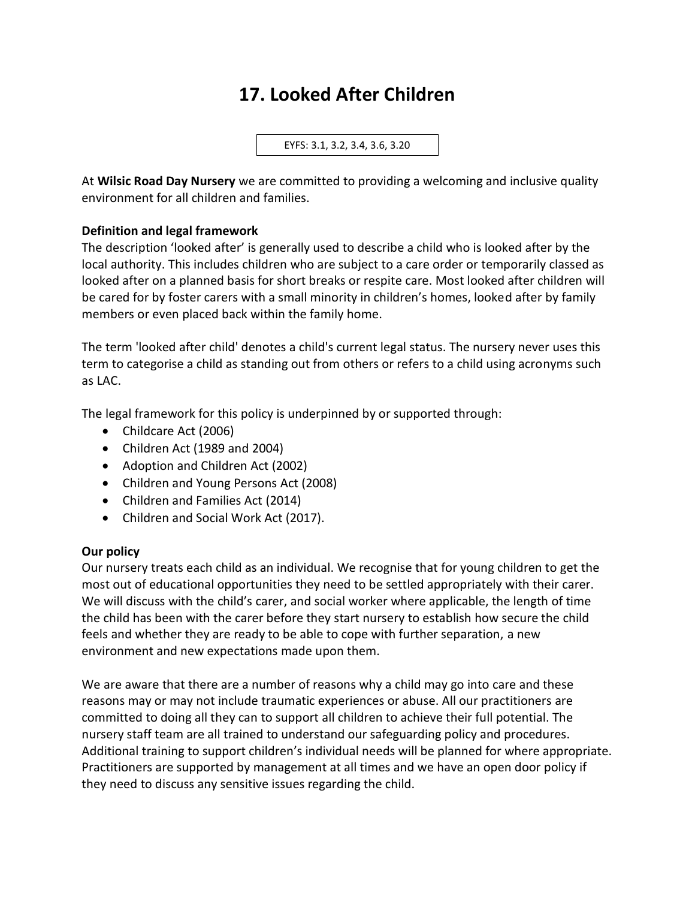# 17. Looked After Children

EYFS: 3.1, 3.2, 3.4, 3.6, 3.20

At **Wilsic Road Day Nursery** we are committed to providing a welcoming and inclusive quality environment for all children and families.

**Definition and legal framework**

The description 'looked after' is generally used to describe a child who is looked after by the local authority. This includes children who are subject to a care order or temporarily classed as looked after on a planned basis for short breaks or respite care. Most looked after children will be cared for by foster carers with a small minority in children's homes, looked after by family members or even placed back within the family home.

The term 'looked after child' denotes a child's current legal status. The nursery never uses this term to categorise a child as standing out from others or refers to a child using acronyms such as LAC.

The legal framework for this policy is underpinned by or supported through:

- Childcare Act (2006)
- Children Act (1989 and 2004)
- Adoption and Children Act (2002)
- Children and Young Persons Act (2008)
- Children and Families Act (2014)
- Children and Social Work Act (2017).

**Our policy**

Our nursery treats each child as an individual. We recognise that for young children to get the most out of educational opportunities they need to be settled appropriately with their carer. We will discuss with the child's carer, and social worker where applicable, the length of time the child has been with the carer before they start nursery to establish how secure the child feels and whether they are ready to be able to cope with further separation, a new environment and new expectations made upon them.

We are aware that there are a number of reasons why a child may go into care and these reasons may or may not include traumatic experiences or abuse. All our practitioners are committed to doing all they can to support all children to achieve their full potential. The nursery staff team are all trained to understand our safeguarding policy and procedures. Additional training to support children's individual needs will be planned for where appropriate. Practitioners are supported by management at all times and we have an open door policy if they need to discuss any sensitive issues regarding the child.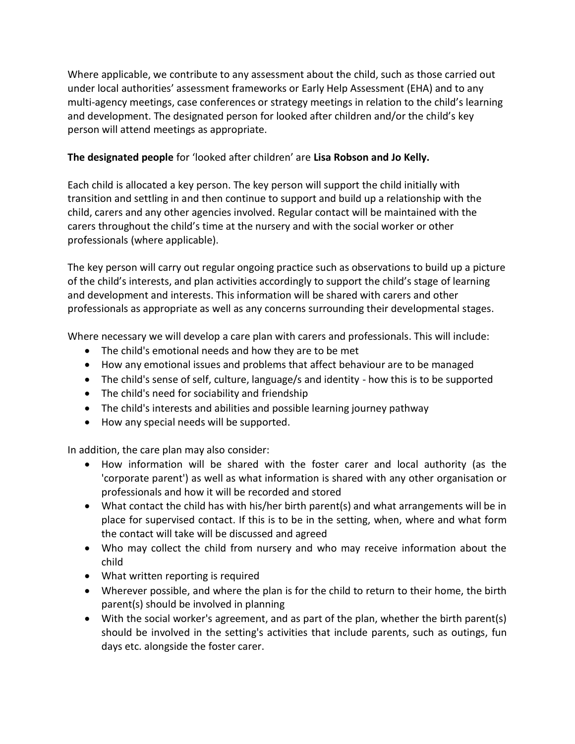Where applicable, we contribute to any assessment about the child, such as those carried out under local authorities' assessment frameworks or Early Help Assessment (EHA) and to any multi-agency meetings, case conferences or strategy meetings in relation to the child's learning and development. The designated person for looked after children and/or the child's key person will attend meetings as appropriate.

**The designated people** for 'looked after children' are **Lisa Robson and Jo Kelly.**

Each child is allocated a key person. The key person will support the child initially with transition and settling in and then continue to support and build up a relationship with the child, carers and any other agencies involved. Regular contact will be maintained with the carers throughout the child's time at the nursery and with the social worker or other professionals (where applicable).

The key person will carry out regular ongoing practice such as observations to build up a picture of the child's interests, and plan activities accordingly to support the child's stage of learning and development and interests. This information will be shared with carers and other professionals as appropriate as well as any concerns surrounding their developmental stages.

Where necessary we will develop a care plan with carers and professionals. This will include:

- The child's emotional needs and how they are to be met
- How any emotional issues and problems that affect behaviour are to be managed
- The child's sense of self, culture, language/s and identity - how this is to be supported
- The child's need for sociability and friendship
- The child's interests and abilities and possible learning journey pathway
- How any special needs will be supported.

In addition, the care plan may also consider:

- How information will be shared with the foster carer and local authority (as the 'corporate parent') as well as what information is shared with any other organisation or professionals and how it will be recorded and stored
- What contact the child has with his/her birth parent(s) and what arrangements will be in place for supervised contact. If this is to be in the setting, when, where and what form the contact will take will be discussed and agreed
- Who may collect the child from nursery and who may receive information about the child
- What written reporting is required
- Wherever possible, and where the plan is for the child to return to their home, the birth parent(s) should be involved in planning
- With the social worker's agreement, and as part of the plan, whether the birth parent(s) should be involved in the setting's activities that include parents, such as outings, fun days etc. alongside the foster carer.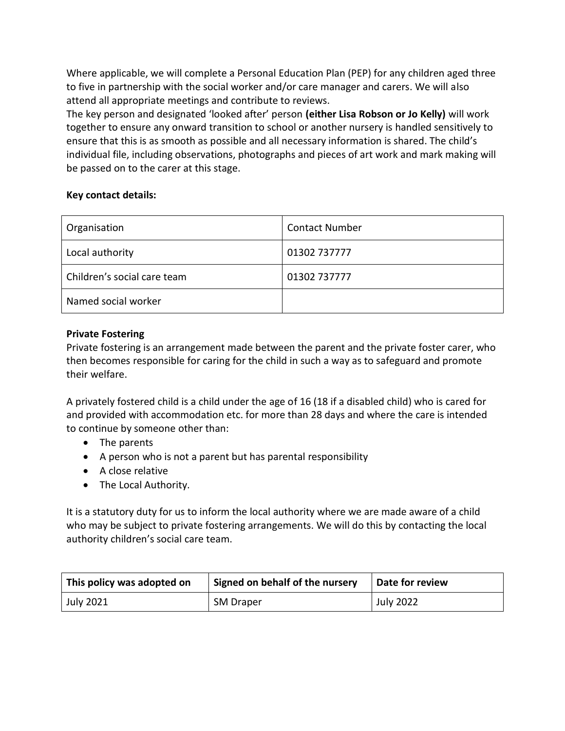Where applicable, we will complete a Personal Education Plan (PEP) for any children aged three to five in partnership with the social worker and/or care manager and carers. We will also attend all appropriate meetings and contribute to reviews.

The key person and designated 'looked after' person **(either Lisa Robson or Jo Kelly)** will work together to ensure any onward transition to school or another nursery is handled sensitively to ensure that this is as smooth as possible and all necessary information is shared. The child's individual file, including observations, photographs and pieces of art work and mark making will be passed on to the carer at this stage.

**Key contact details:**

| Organisation | Contact Number |
|---|---|
| Local authority | 01302 737777 |
| Children's social care team | 01302 737777 |
| Named social worker | |

**Private Fostering**

Private fostering is an arrangement made between the parent and the private foster carer, who then becomes responsible for caring for the child in such a way as to safeguard and promote their welfare.

A privately fostered child is a child under the age of 16 (18 if a disabled child) who is cared for and provided with accommodation etc. for more than 28 days and where the care is intended to continue by someone other than:

- The parents
- A person who is not a parent but has parental responsibility
- A close relative
- The Local Authority.

It is a statutory duty for us to inform the local authority where we are made aware of a child who may be subject to private fostering arrangements. We will do this by contacting the local authority children's social care team.

| This policy was adopted on | Signed on behalf of the nursery | Date for review |
|---|---|---|
| July 2021 | SM Draper | July 2022 |